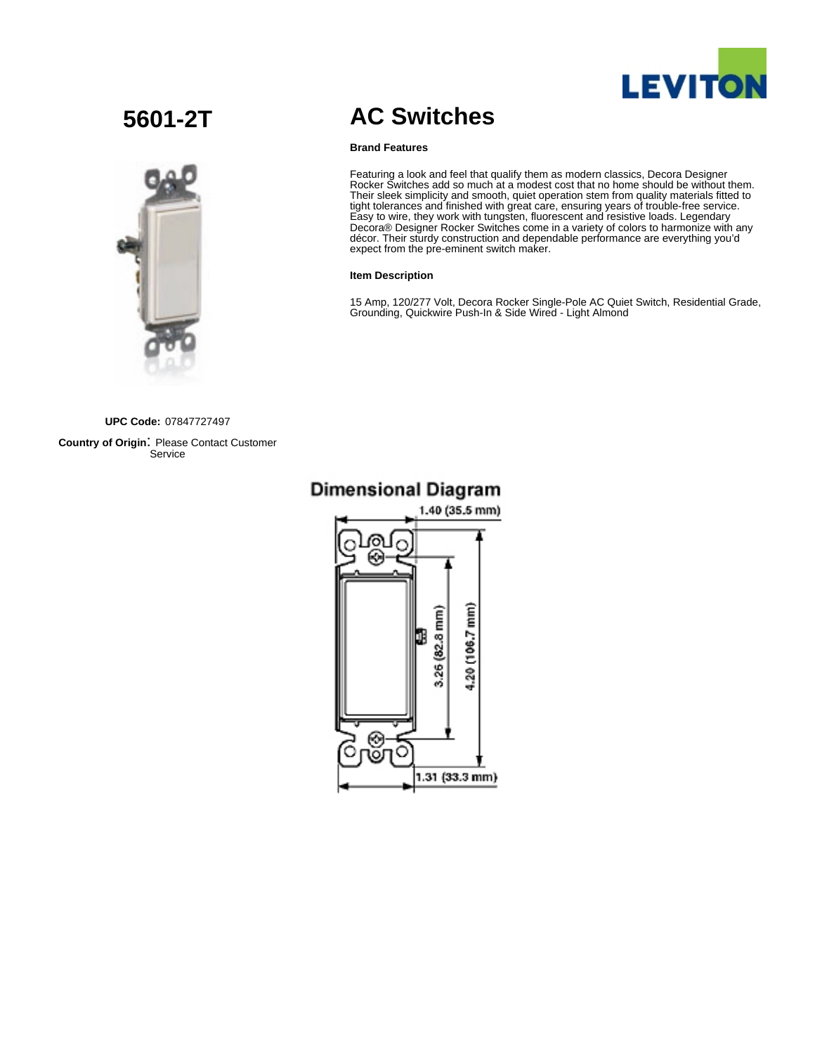LEVITON

# 5601-2T

# AC Switches

**Brand Features**

Featuring a look and feel that qualify them as modern classics, Decora Designer Rocker Switches add so much at a modest cost that no home should be without them. Their sleek simplicity and smooth, quiet operation stem from quality materials fitted to tight tolerances and finished with great care, ensuring years of trouble-free service. Easy to wire, they work with tungsten, fluorescent and resistive loads. Legendary Decora® Designer Rocker Switches come in a variety of colors to harmonize with any décor. Their sturdy construction and dependable performance are everything you'd expect from the pre-eminent switch maker.

**Item Description**

15 Amp, 120/277 Volt, Decora Rocker Single-Pole AC Quiet Switch, Residential Grade, Grounding, Quickwire Push-In & Side Wired - Light Almond

**UPC Code:** 07847727497

**Country of Origin:** Please Contact Customer Service

## Dimensional Diagram

1.40 (35.5 mm)

3.26 (82.8 mm)

4.20 (106.7 mm)

1.31 (33.3 mm)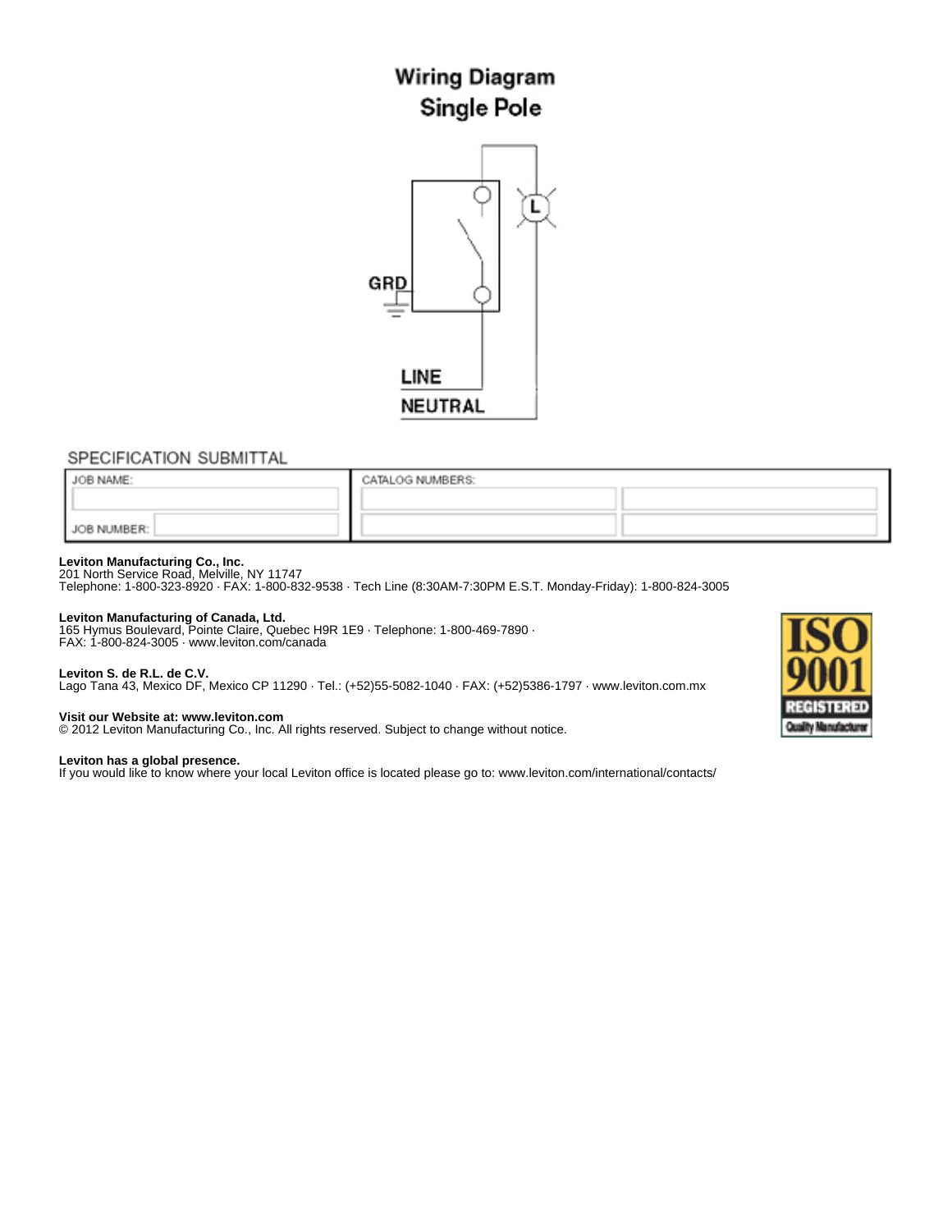## Wiring Diagram
## Single Pole

GRD

L

LINE

NEUTRAL

### SPECIFICATION SUBMITTAL

| JOB NAME: | CATALOG NUMBERS: | |
|---|---|---|
| | | |
| JOB NUMBER: | | |

**Leviton Manufacturing Co., Inc.**
201 North Service Road, Melville, NY 11747
Telephone: 1-800-323-8920 · FAX: 1-800-832-9538 · Tech Line (8:30AM-7:30PM E.S.T. Monday-Friday): 1-800-824-3005

**Leviton Manufacturing of Canada, Ltd.**
165 Hymus Boulevard, Pointe Claire, Quebec H9R 1E9 · Telephone: 1-800-469-7890 · FAX: 1-800-824-3005 · www.leviton.com/canada

**Leviton S. de R.L. de C.V.**
Lago Tana 43, Mexico DF, Mexico CP 11290 · Tel.: (+52)55-5082-1040 · FAX: (+52)5386-1797 · www.leviton.com.mx

**Visit our Website at: www.leviton.com**
© 2012 Leviton Manufacturing Co., Inc. All rights reserved. Subject to change without notice.

**Leviton has a global presence.**
If you would like to know where your local Leviton office is located please go to: www.leviton.com/international/contacts/

ISO 9001 REGISTERED Quality Manufacturer